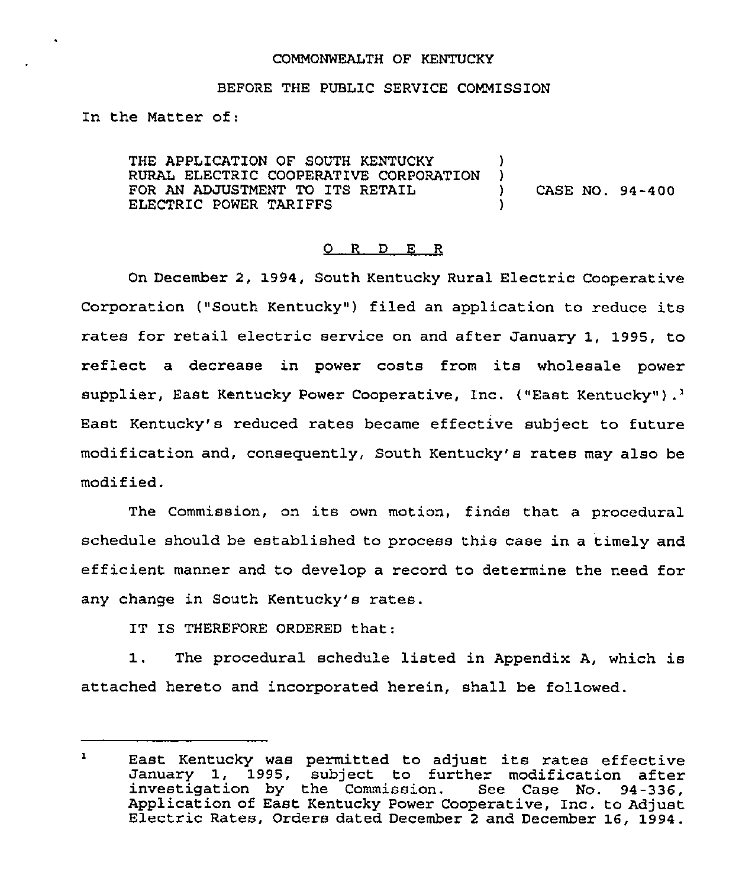COMMONWEALTH OF KENTUCKY

BEFORE THE PUBLIC SERVICE COMMISSION

In the Matter of:

THE APPLICATION OF SOUTH KENTUCKY RURAL ELECTRIC COOPERATIVE CORPORATION FOR AN ADJUSTMENT TO ITS RETAIL ELECTRIC POWER TARIFFS ) CASE NO. 94-400

## O R D E R

On December 2, 1994, South Kentucky Rural Electric Cooperative Corporation ("South Kentucky") filed an application to reduce its rates for retail electric service on and after January 1, 1995, to reflect a decrease in power costs from its wholesale power supplier, East Kentucky Power Cooperative, Inc. ("East Kentucky").[1] East Kentucky's reduced rates became effective subject to future modification and, consequently, South Kentucky's rates may also be modified.

The Commission, on its own motion, finds that a procedural schedule should be established to process this case in a timely and efficient manner and to develop a record to determine the need for any change in South Kentucky's rates.

IT IS THEREFORE ORDERED that:

1. The procedural schedule listed in Appendix A, which is attached hereto and incorporated herein, shall be followed.

---

[1] East Kentucky was permitted to adjust its rates effective January 1, 1995, subject to further modification after investigation by the Commission. See Case No. 94-336, Application of East Kentucky Power Cooperative, Inc. to Adjust Electric Rates, Orders dated December 2 and December 16, 1994.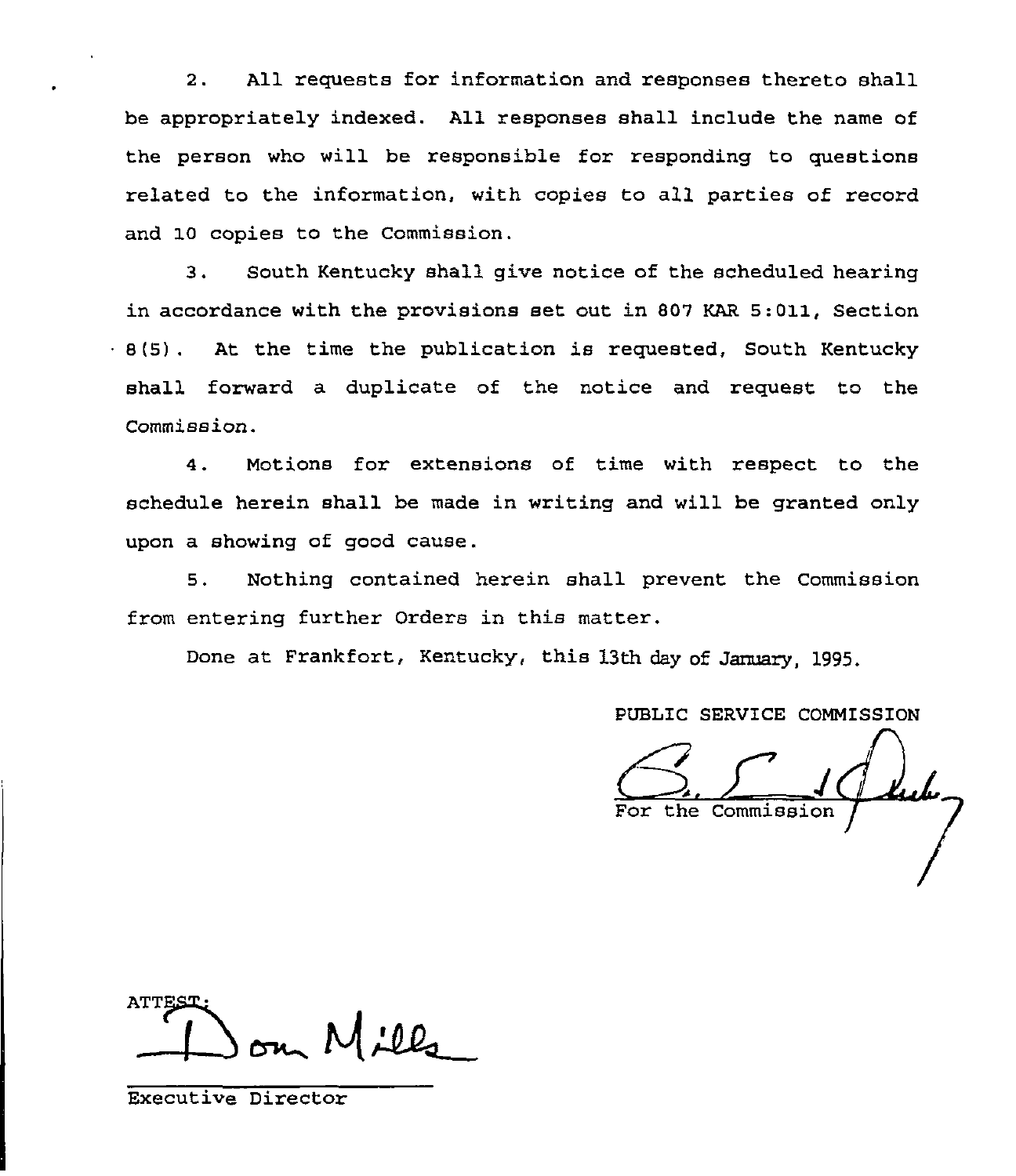2. All requests for information and responses thereto shall be appropriately indexed. All responses shall include the name of the person who will be responsible for responding to questions related to the information, with copies to all parties of record and 10 copies to the Commission.

3. South Kentucky shall give notice of the scheduled hearing in accordance with the provisions set out in 807 KAR 5:011, Section 8(5). At the time the publication is requested, South Kentucky shall forward a duplicate of the notice and request to the Commission.

4. Motions for extensions of time with respect to the schedule herein shall be made in writing and will be granted only upon a showing of good cause.

5. Nothing contained herein shall prevent the Commission from entering further Orders in this matter.

Done at Frankfort, Kentucky, this 13th day of January, 1995.

PUBLIC SERVICE COMMISSION

For the Commission

ATTEST:

Executive Director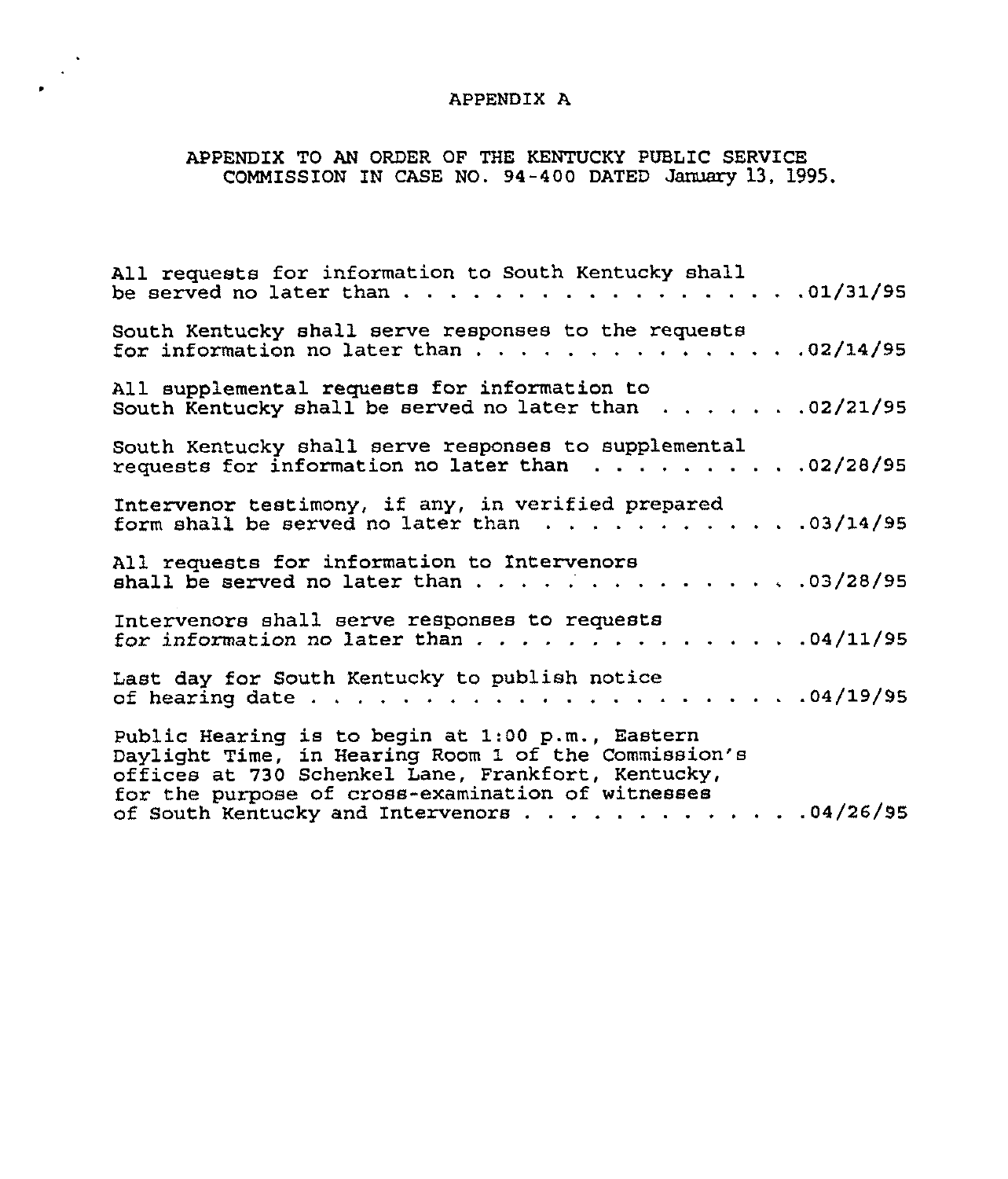# APPENDIX A

APPENDIX TO AN ORDER OF THE KENTUCKY PUBLIC SERVICE COMMISSION IN CASE NO. 94-400 DATED January 13, 1995.

All requests for information to South Kentucky shall be served no later than . . . . . . . . . . . . . . . . . . . .01/31/95

South Kentucky shall serve responses to the requests for information no later than . . . . . . . . . . . . . . .02/14/95

All supplemental requests for information to South Kentucky shall be served no later than . . . . . . . .02/21/95

South Kentucky shall serve responses to supplemental requests for information no later than . . . . . . . . . . .02/28/95

Intervenor testimony, if any, in verified prepared form shall be served no later than . . . . . . . . . . . .03/14/95

All requests for information to Intervenors shall be served no later than . . . . . . . . . . . . . . . .03/28/95

Intervenors shall serve responses to requests for information no later than . . . . . . . . . . . . . . .04/11/95

Last day for South Kentucky to publish notice of hearing date . . . . . . . . . . . . . . . . . . . . . . . . .04/19/95

Public Hearing is to begin at 1:00 p.m., Eastern Daylight Time, in Hearing Room 1 of the Commission's offices at 730 Schenkel Lane, Frankfort, Kentucky, for the purpose of cross-examination of witnesses of South Kentucky and Intervenors . . . . . . . . . . . . .04/26/95